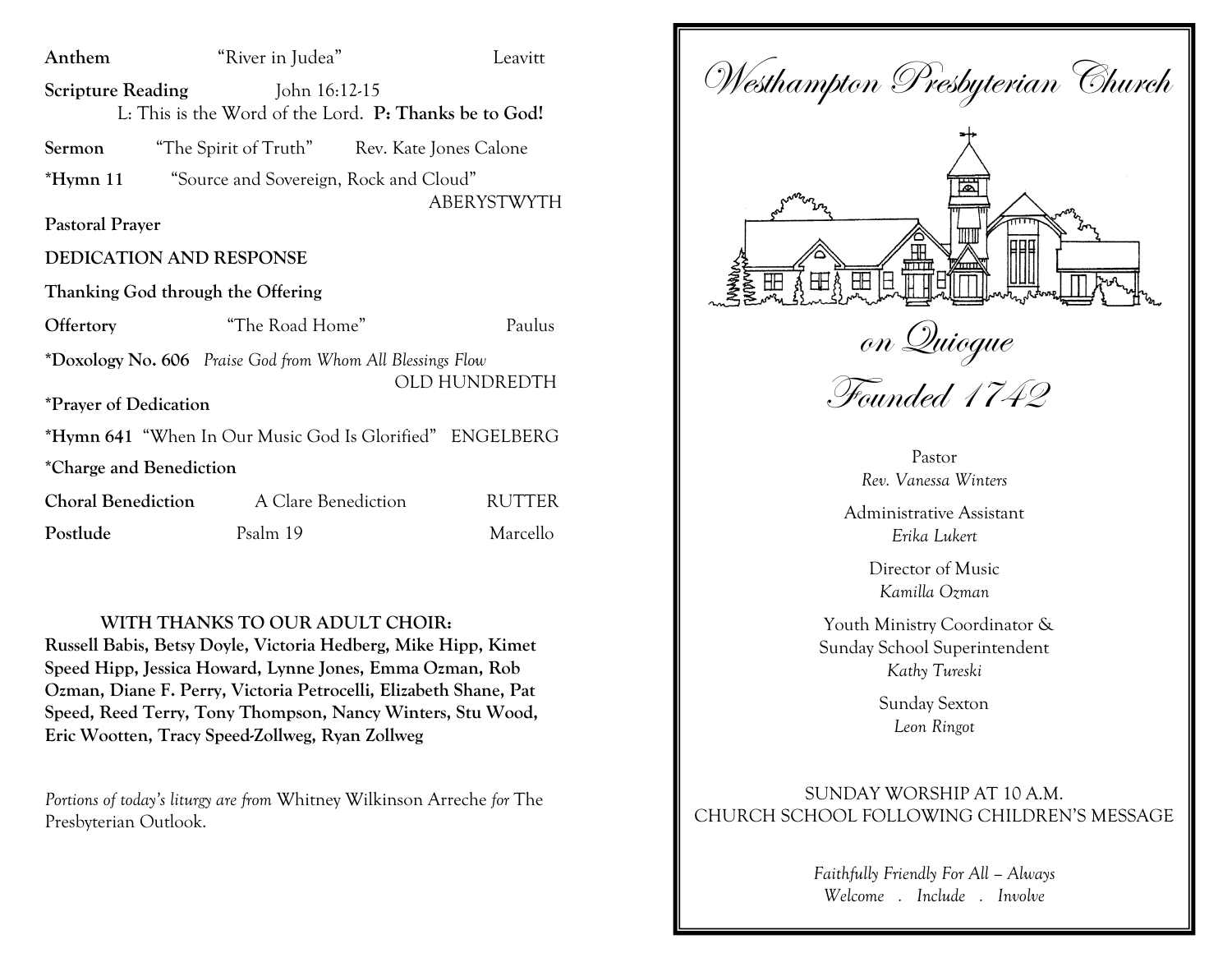**Anthem** "River in Judea" Leavitt

**Scripture Reading** John 16:12-15
L: This is the Word of the Lord. **P: Thanks be to God!**

**Sermon** "The Spirit of Truth" Rev. Kate Jones Calone

**\*Hymn 11** "Source and Sovereign, Rock and Cloud" ABERYSTWYTH

**Pastoral Prayer**

**DEDICATION AND RESPONSE**

**Thanking God through the Offering**

**Offertory** "The Road Home" Paulus

**\*Doxology No. 606** *Praise God from Whom All Blessings Flow* OLD HUNDREDTH

**\*Prayer of Dedication**

**\*Hymn 641** "When In Our Music God Is Glorified" ENGELBERG

**\*Charge and Benediction**

**Choral Benediction** A Clare Benediction RUTTER

**Postlude** Psalm 19 Marcello

**WITH THANKS TO OUR ADULT CHOIR:**
**Russell Babis, Betsy Doyle, Victoria Hedberg, Mike Hipp, Kimet Speed Hipp, Jessica Howard, Lynne Jones, Emma Ozman, Rob Ozman, Diane F. Perry, Victoria Petrocelli, Elizabeth Shane, Pat Speed, Reed Terry, Tony Thompson, Nancy Winters, Stu Wood, Eric Wootten, Tracy Speed-Zollweg, Ryan Zollweg**

*Portions of today's liturgy are from* Whitney Wilkinson Arreche *for* The Presbyterian Outlook.

# *Westhampton Presbyterian Church*

## *on Quiogue*

## *Founded 1742*

Pastor
*Rev. Vanessa Winters*

Administrative Assistant
*Erika Lukert*

Director of Music
*Kamilla Ozman*

Youth Ministry Coordinator &
Sunday School Superintendent
*Kathy Tureski*

Sunday Sexton
*Leon Ringot*

SUNDAY WORSHIP AT 10 A.M.
CHURCH SCHOOL FOLLOWING CHILDREN'S MESSAGE

*Faithfully Friendly For All – Always*
*Welcome . Include . Involve*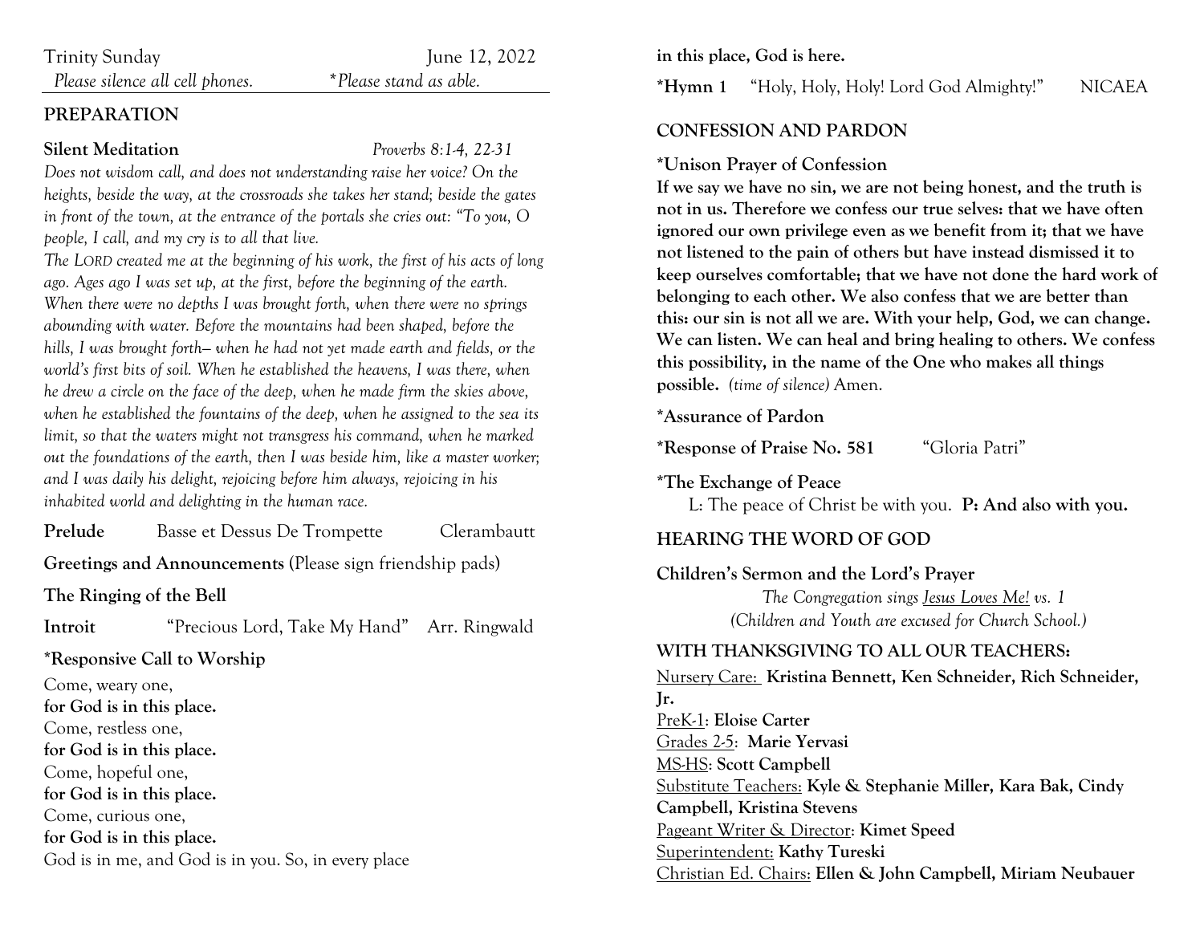Trinity Sunday June 12, 2022

*Please silence all cell phones.* \**Please stand as able.*

## PREPARATION

**Silent Meditation** *Proverbs 8:1-4, 22-31*

*Does not wisdom call, and does not understanding raise her voice? On the heights, beside the way, at the crossroads she takes her stand; beside the gates in front of the town, at the entrance of the portals she cries out: "To you, O people, I call, and my cry is to all that live.*

*The LORD created me at the beginning of his work, the first of his acts of long ago. Ages ago I was set up, at the first, before the beginning of the earth. When there were no depths I was brought forth, when there were no springs abounding with water. Before the mountains had been shaped, before the hills, I was brought forth— when he had not yet made earth and fields, or the world's first bits of soil. When he established the heavens, I was there, when he drew a circle on the face of the deep, when he made firm the skies above, when he established the fountains of the deep, when he assigned to the sea its limit, so that the waters might not transgress his command, when he marked out the foundations of the earth, then I was beside him, like a master worker; and I was daily his delight, rejoicing before him always, rejoicing in his inhabited world and delighting in the human race.*

**Prelude** Basse et Dessus De Trompette Clerambautt

**Greetings and Announcements** (Please sign friendship pads)

**The Ringing of the Bell**

**Introit** "Precious Lord, Take My Hand" Arr. Ringwald

**\*Responsive Call to Worship**

Come, weary one,
**for God is in this place.**
Come, restless one,
**for God is in this place.**
Come, hopeful one,
**for God is in this place.**
Come, curious one,
**for God is in this place.**
God is in me, and God is in you. So, in every place
**in this place, God is here.**

**\*Hymn 1** "Holy, Holy, Holy! Lord God Almighty!" NICAEA

## CONFESSION AND PARDON

**\*Unison Prayer of Confession**

**If we say we have no sin, we are not being honest, and the truth is not in us. Therefore we confess our true selves: that we have often ignored our own privilege even as we benefit from it; that we have not listened to the pain of others but have instead dismissed it to keep ourselves comfortable; that we have not done the hard work of belonging to each other. We also confess that we are better than this: our sin is not all we are. With your help, God, we can change. We can listen. We can heal and bring healing to others. We confess this possibility, in the name of the One who makes all things possible.** *(time of silence)* Amen.

**\*Assurance of Pardon**

**\*Response of Praise No. 581** "Gloria Patri"

**\*The Exchange of Peace**

L: The peace of Christ be with you. **P: And also with you.**

## HEARING THE WORD OF GOD

**Children's Sermon and the Lord's Prayer**

*The Congregation sings Jesus Loves Me! vs. 1*
*(Children and Youth are excused for Church School.)*

**WITH THANKSGIVING TO ALL OUR TEACHERS:**

Nursery Care: **Kristina Bennett, Ken Schneider, Rich Schneider, Jr.**
PreK-1: **Eloise Carter**
Grades 2-5: **Marie Yervasi**
MS-HS: **Scott Campbell**
Substitute Teachers: **Kyle & Stephanie Miller, Kara Bak, Cindy Campbell, Kristina Stevens**
Pageant Writer & Director: **Kimet Speed**
Superintendent: **Kathy Tureski**
Christian Ed. Chairs: **Ellen & John Campbell, Miriam Neubauer**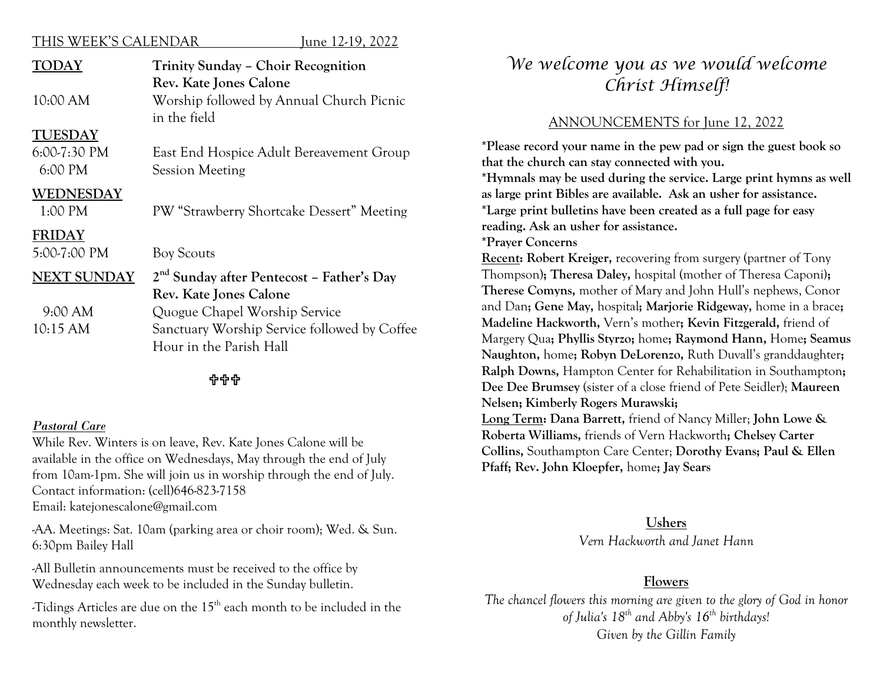THIS WEEK'S CALENDAR June 12-19, 2022

| | |
|---|---|
| **TODAY** | **Trinity Sunday – Choir Recognition** |
| | **Rev. Kate Jones Calone** |
| 10:00 AM | Worship followed by Annual Church Picnic in the field |
| **TUESDAY** | |
| 6:00-7:30 PM | East End Hospice Adult Bereavement Group |
| 6:00 PM | Session Meeting |
| **WEDNESDAY** | |
| 1:00 PM | PW "Strawberry Shortcake Dessert" Meeting |
| **FRIDAY** | |
| 5:00-7:00 PM | Boy Scouts |
| **NEXT SUNDAY** | **2nd Sunday after Pentecost – Father's Day** |
| | **Rev. Kate Jones Calone** |
| 9:00 AM | Quogue Chapel Worship Service |
| 10:15 AM | Sanctuary Worship Service followed by Coffee Hour in the Parish Hall |

✞✞✞

***Pastoral Care***

While Rev. Winters is on leave, Rev. Kate Jones Calone will be available in the office on Wednesdays, May through the end of July from 10am-1pm. She will join us in worship through the end of July. Contact information: (cell)646-823-7158
Email: katejonescalone@gmail.com

-AA. Meetings: Sat. 10am (parking area or choir room); Wed. & Sun. 6:30pm Bailey Hall

-All Bulletin announcements must be received to the office by Wednesday each week to be included in the Sunday bulletin.

-Tidings Articles are due on the 15th each month to be included in the monthly newsletter.

# *We welcome you as we would welcome Christ Himself!*

## ANNOUNCEMENTS for June 12, 2022

**\*Please record your name in the pew pad or sign the guest book so that the church can stay connected with you.**
**\*Hymnals may be used during the service. Large print hymns as well as large print Bibles are available. Ask an usher for assistance.**
**\*Large print bulletins have been created as a full page for easy reading. Ask an usher for assistance.**
**\*Prayer Concerns**

**Recent: Robert Kreiger,** recovering from surgery (partner of Tony Thompson)**; Theresa Daley,** hospital (mother of Theresa Caponi)**; Therese Comyns,** mother of Mary and John Hull's nephews, Conor and Dan**; Gene May,** hospital**; Marjorie Ridgeway,** home in a brace**; Madeline Hackworth,** Vern's mother**; Kevin Fitzgerald,** friend of Margery Qua**; Phyllis Styrzo;** home**; Raymond Hann,** Home**; Seamus Naughton,** home**; Robyn DeLorenzo,** Ruth Duvall's granddaughter**; Ralph Downs,** Hampton Center for Rehabilitation in Southampton**; Dee Dee Brumsey** (sister of a close friend of Pete Seidler); **Maureen Nelsen; Kimberly Rogers Murawski;**

**Long Term: Dana Barrett,** friend of Nancy Miller; **John Lowe & Roberta Williams,** friends of Vern Hackworth**; Chelsey Carter Collins,** Southampton Care Center; **Dorothy Evans; Paul & Ellen Pfaff; Rev. John Kloepfer,** home**; Jay Sears**

**Ushers**

*Vern Hackworth and Janet Hann*

**Flowers**

*The chancel flowers this morning are given to the glory of God in honor of Julia's 18th and Abby's 16th birthdays!*
*Given by the Gillin Family*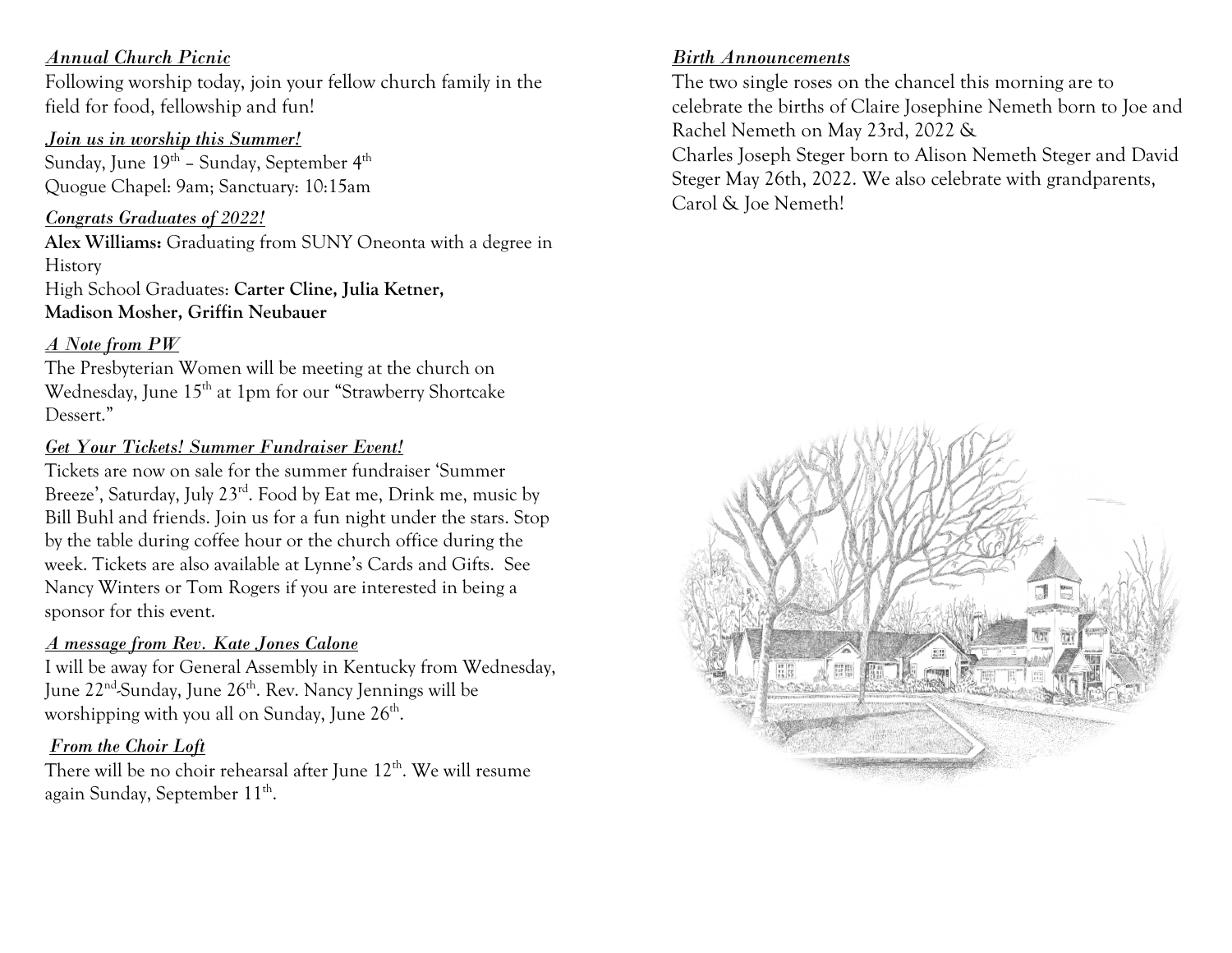*Annual Church Picnic*

Following worship today, join your fellow church family in the field for food, fellowship and fun!

*Join us in worship this Summer!*

Sunday, June 19th – Sunday, September 4th
Quogue Chapel: 9am; Sanctuary: 10:15am

*Congrats Graduates of 2022!*

**Alex Williams:** Graduating from SUNY Oneonta with a degree in History
High School Graduates: **Carter Cline, Julia Ketner, Madison Mosher, Griffin Neubauer**

*A Note from PW*

The Presbyterian Women will be meeting at the church on Wednesday, June 15th at 1pm for our "Strawberry Shortcake Dessert."

*Get Your Tickets! Summer Fundraiser Event!*

Tickets are now on sale for the summer fundraiser 'Summer Breeze', Saturday, July 23rd. Food by Eat me, Drink me, music by Bill Buhl and friends. Join us for a fun night under the stars. Stop by the table during coffee hour or the church office during the week. Tickets are also available at Lynne's Cards and Gifts. See Nancy Winters or Tom Rogers if you are interested in being a sponsor for this event.

*A message from Rev. Kate Jones Calone*

I will be away for General Assembly in Kentucky from Wednesday, June 22nd-Sunday, June 26th. Rev. Nancy Jennings will be worshipping with you all on Sunday, June 26th.

*From the Choir Loft*

There will be no choir rehearsal after June 12th. We will resume again Sunday, September 11th.

*Birth Announcements*

The two single roses on the chancel this morning are to celebrate the births of Claire Josephine Nemeth born to Joe and Rachel Nemeth on May 23rd, 2022 &
Charles Joseph Steger born to Alison Nemeth Steger and David Steger May 26th, 2022. We also celebrate with grandparents, Carol & Joe Nemeth!